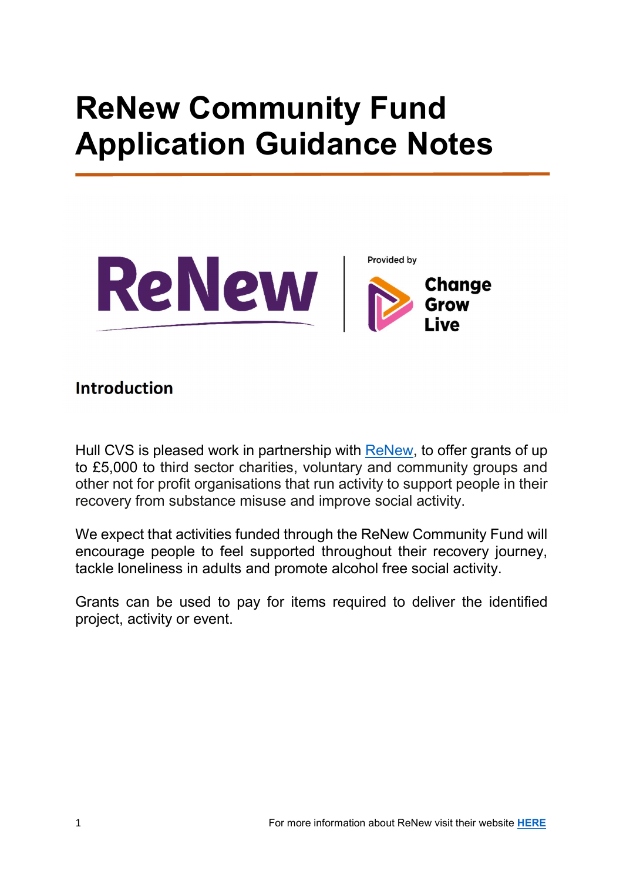# ReNew Community Fund Application Guidance Notes

## Introduction

Hull CVS is pleased work in partnership with ReNew, to offer grants of up to £5,000 to third sector charities, voluntary and community groups and other not for profit organisations that run activity to support people in their recovery from substance misuse and improve social activity.

We expect that activities funded through the ReNew Community Fund will encourage people to feel supported throughout their recovery journey, tackle loneliness in adults and promote alcohol free social activity.

Grants can be used to pay for items required to deliver the identified project, activity or event.

For more information about ReNew visit their website **HERE**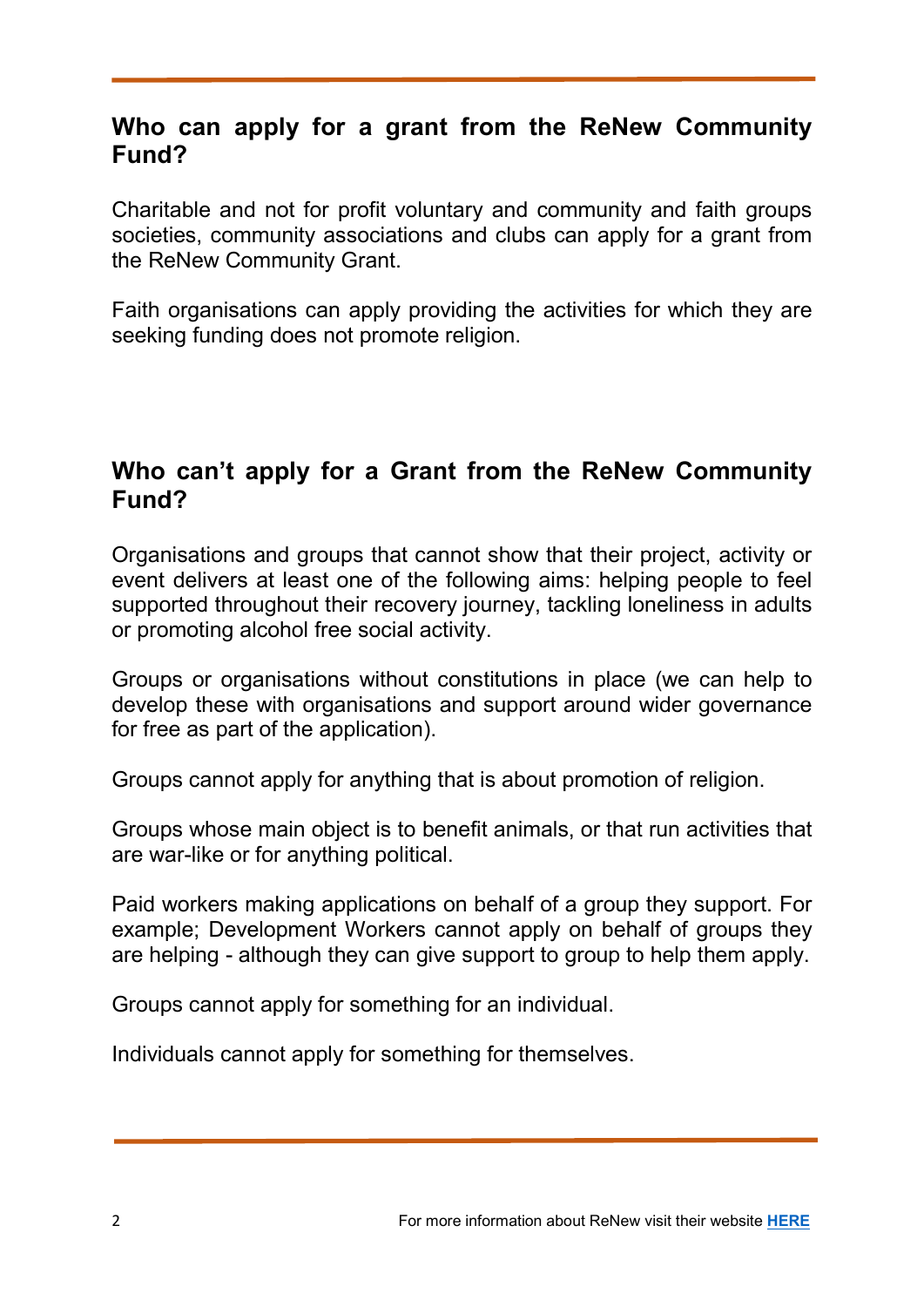## Who can apply for a grant from the ReNew Community Fund?

Charitable and not for profit voluntary and community and faith groups societies, community associations and clubs can apply for a grant from the ReNew Community Grant.

Faith organisations can apply providing the activities for which they are seeking funding does not promote religion.

## Who can't apply for a Grant from the ReNew Community Fund?

Organisations and groups that cannot show that their project, activity or event delivers at least one of the following aims: helping people to feel supported throughout their recovery journey, tackling loneliness in adults or promoting alcohol free social activity.

Groups or organisations without constitutions in place (we can help to develop these with organisations and support around wider governance for free as part of the application).

Groups cannot apply for anything that is about promotion of religion.

Groups whose main object is to benefit animals, or that run activities that are war-like or for anything political.

Paid workers making applications on behalf of a group they support. For example; Development Workers cannot apply on behalf of groups they are helping - although they can give support to group to help them apply.

Groups cannot apply for something for an individual.

Individuals cannot apply for something for themselves.

For more information about ReNew visit their website **HERE**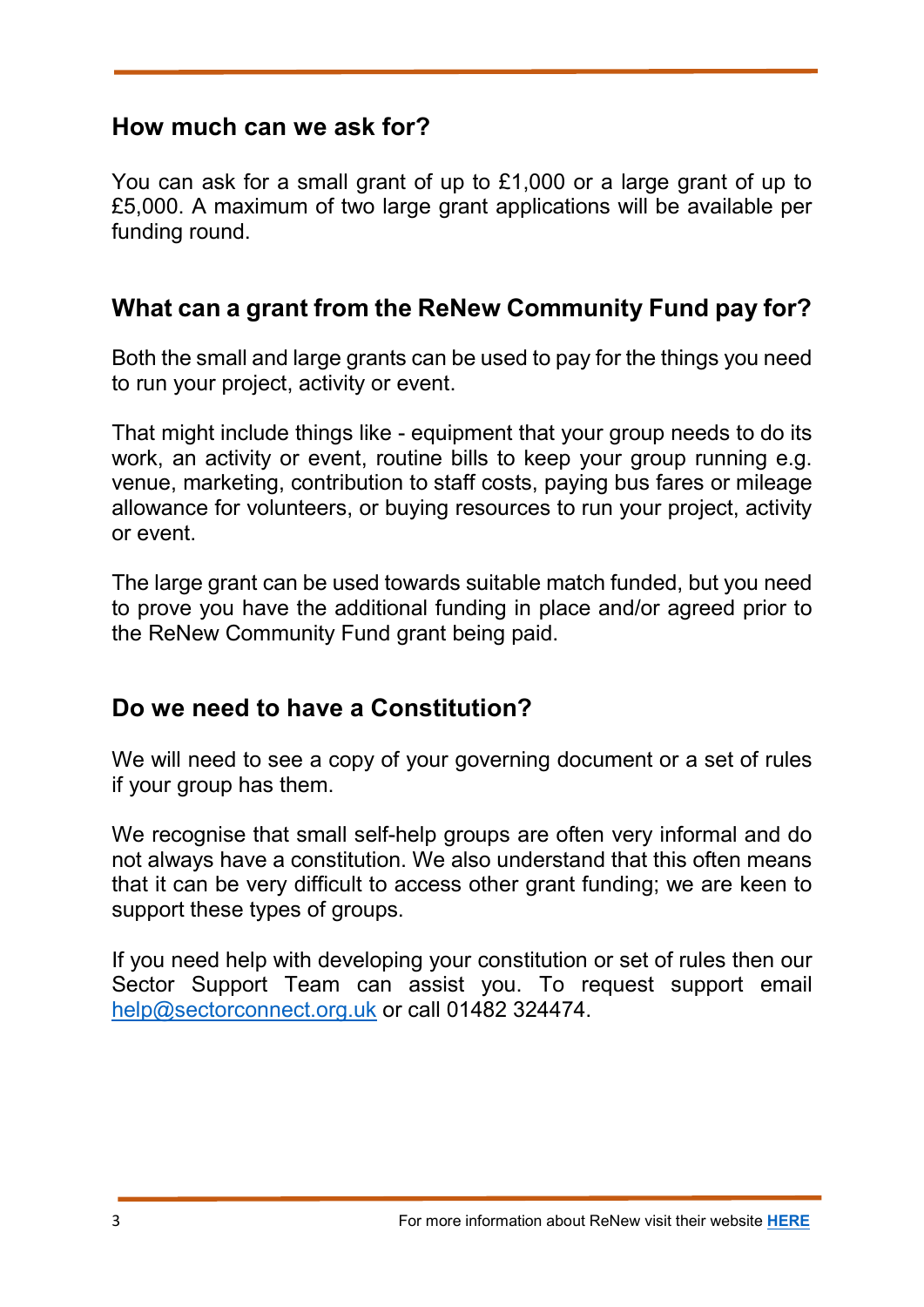## How much can we ask for?

You can ask for a small grant of up to £1,000 or a large grant of up to £5,000. A maximum of two large grant applications will be available per funding round.

## What can a grant from the ReNew Community Fund pay for?

Both the small and large grants can be used to pay for the things you need to run your project, activity or event.

That might include things like - equipment that your group needs to do its work, an activity or event, routine bills to keep your group running e.g. venue, marketing, contribution to staff costs, paying bus fares or mileage allowance for volunteers, or buying resources to run your project, activity or event.

The large grant can be used towards suitable match funded, but you need to prove you have the additional funding in place and/or agreed prior to the ReNew Community Fund grant being paid.

## Do we need to have a Constitution?

We will need to see a copy of your governing document or a set of rules if your group has them.

We recognise that small self-help groups are often very informal and do not always have a constitution. We also understand that this often means that it can be very difficult to access other grant funding; we are keen to support these types of groups.

If you need help with developing your constitution or set of rules then our Sector Support Team can assist you. To request support email help@sectorconnect.org.uk or call 01482 324474.

For more information about ReNew visit their website **HERE**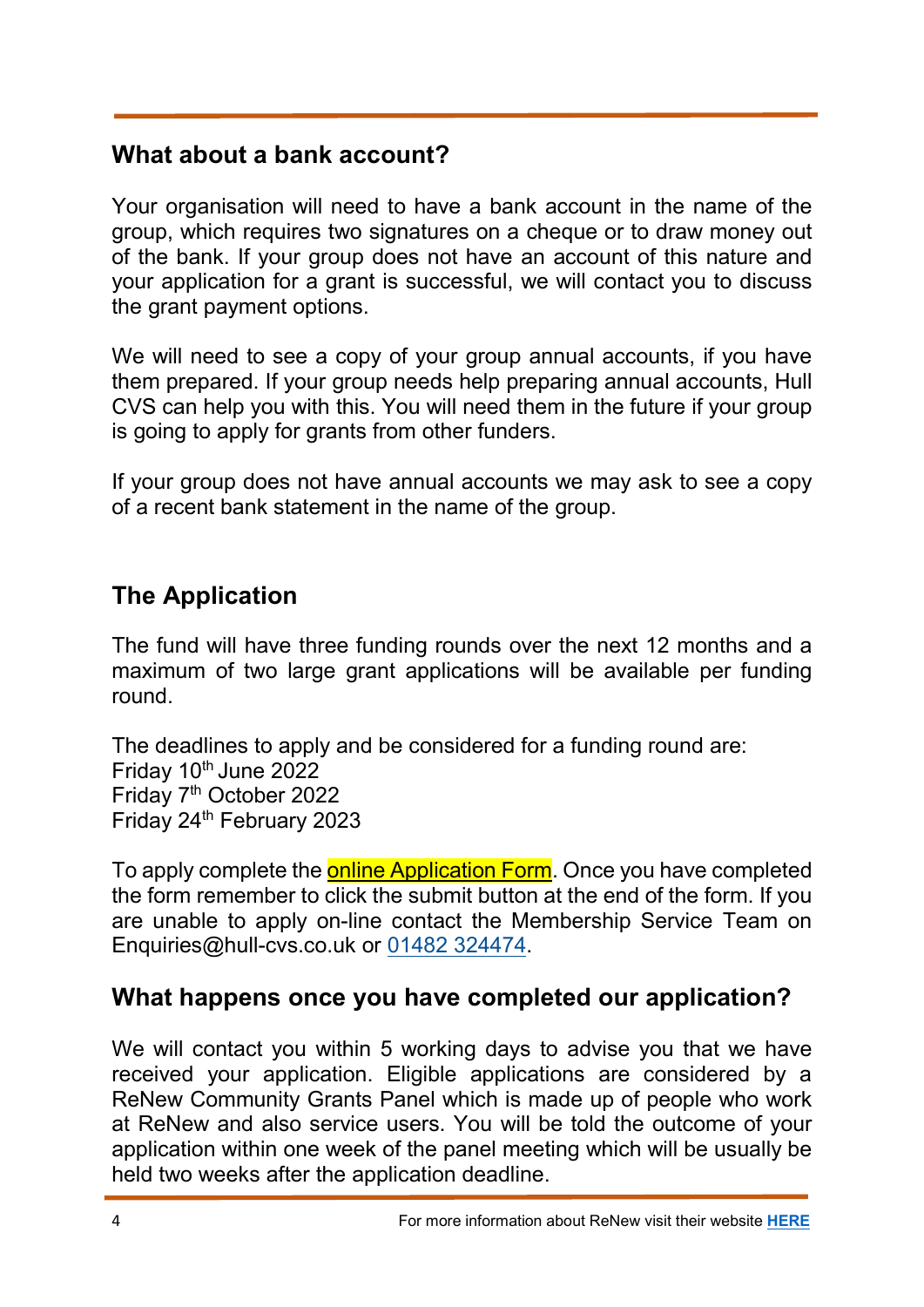## What about a bank account?

Your organisation will need to have a bank account in the name of the group, which requires two signatures on a cheque or to draw money out of the bank. If your group does not have an account of this nature and your application for a grant is successful, we will contact you to discuss the grant payment options.

We will need to see a copy of your group annual accounts, if you have them prepared. If your group needs help preparing annual accounts, Hull CVS can help you with this. You will need them in the future if your group is going to apply for grants from other funders.

If your group does not have annual accounts we may ask to see a copy of a recent bank statement in the name of the group.

## The Application

The fund will have three funding rounds over the next 12 months and a maximum of two large grant applications will be available per funding round.

The deadlines to apply and be considered for a funding round are:
Friday 10th June 2022
Friday 7th October 2022
Friday 24th February 2023

To apply complete the online Application Form. Once you have completed the form remember to click the submit button at the end of the form. If you are unable to apply on-line contact the Membership Service Team on Enquiries@hull-cvs.co.uk or 01482 324474.

## What happens once you have completed our application?

We will contact you within 5 working days to advise you that we have received your application. Eligible applications are considered by a ReNew Community Grants Panel which is made up of people who work at ReNew and also service users. You will be told the outcome of your application within one week of the panel meeting which will be usually be held two weeks after the application deadline.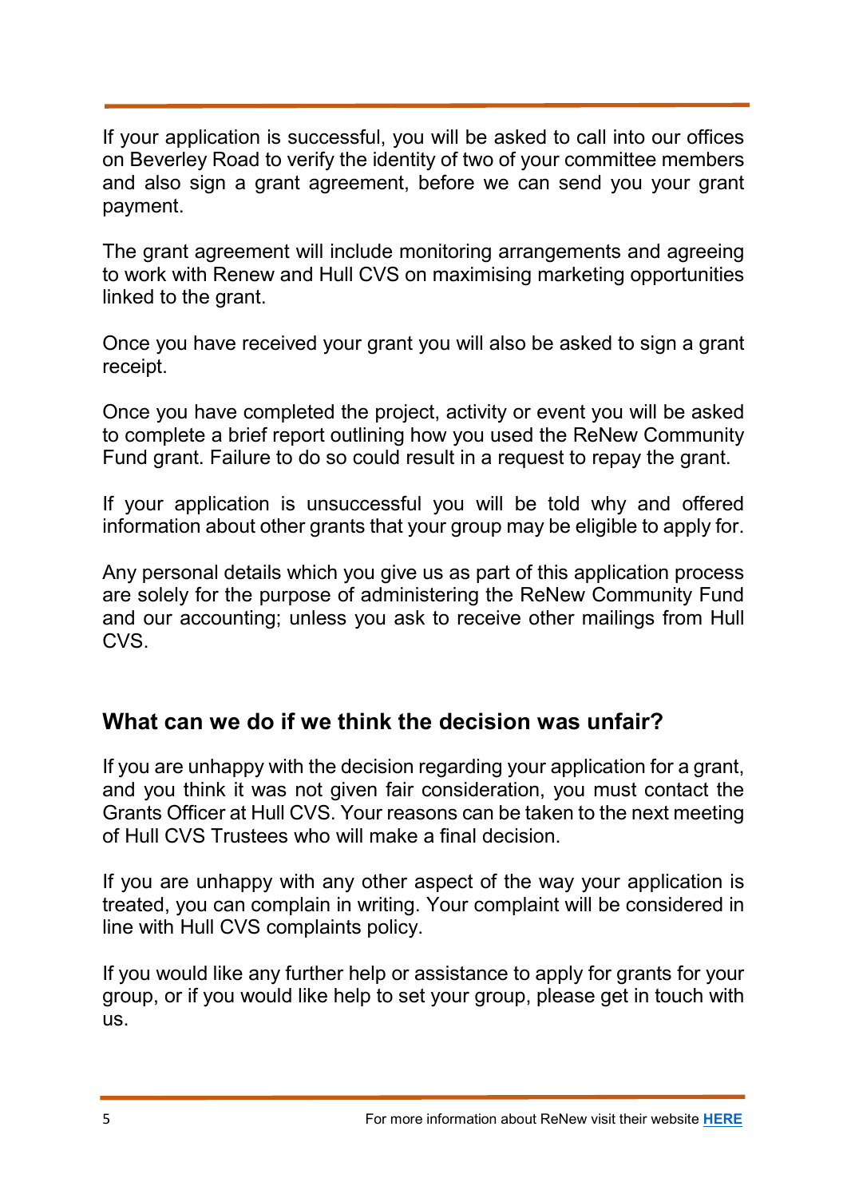If your application is successful, you will be asked to call into our offices on Beverley Road to verify the identity of two of your committee members and also sign a grant agreement, before we can send you your grant payment.

The grant agreement will include monitoring arrangements and agreeing to work with Renew and Hull CVS on maximising marketing opportunities linked to the grant.

Once you have received your grant you will also be asked to sign a grant receipt.

Once you have completed the project, activity or event you will be asked to complete a brief report outlining how you used the ReNew Community Fund grant. Failure to do so could result in a request to repay the grant.

If your application is unsuccessful you will be told why and offered information about other grants that your group may be eligible to apply for.

Any personal details which you give us as part of this application process are solely for the purpose of administering the ReNew Community Fund and our accounting; unless you ask to receive other mailings from Hull CVS.

## What can we do if we think the decision was unfair?

If you are unhappy with the decision regarding your application for a grant, and you think it was not given fair consideration, you must contact the Grants Officer at Hull CVS. Your reasons can be taken to the next meeting of Hull CVS Trustees who will make a final decision.

If you are unhappy with any other aspect of the way your application is treated, you can complain in writing. Your complaint will be considered in line with Hull CVS complaints policy.

If you would like any further help or assistance to apply for grants for your group, or if you would like help to set your group, please get in touch with us.

For more information about ReNew visit their website **HERE**